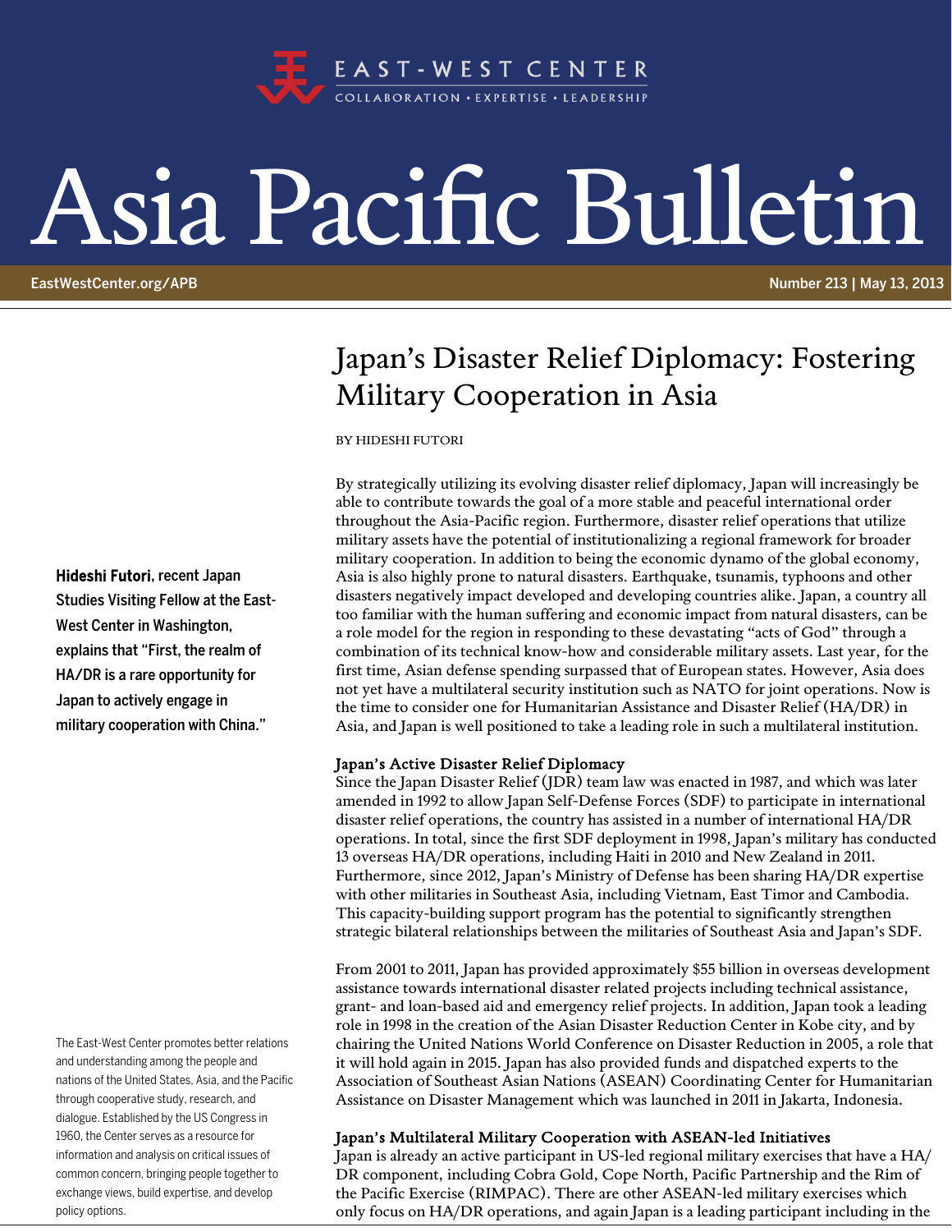EAST-WEST CENTER

COLLABORATION • EXPERTISE • LEADERSHIP

# Asia Pacific Bulletin

EastWestCenter.org/APB

Number 213 | May 13, 2013

## Japan's Disaster Relief Diplomacy: Fostering Military Cooperation in Asia

BY HIDESHI FUTORI

**Hideshi Futori, recent Japan Studies Visiting Fellow at the East-West Center in Washington, explains that "First, the realm of HA/DR is a rare opportunity for Japan to actively engage in military cooperation with China."**

By strategically utilizing its evolving disaster relief diplomacy, Japan will increasingly be able to contribute towards the goal of a more stable and peaceful international order throughout the Asia-Pacific region. Furthermore, disaster relief operations that utilize military assets have the potential of institutionalizing a regional framework for broader military cooperation. In addition to being the economic dynamo of the global economy, Asia is also highly prone to natural disasters. Earthquake, tsunamis, typhoons and other disasters negatively impact developed and developing countries alike. Japan, a country all too familiar with the human suffering and economic impact from natural disasters, can be a role model for the region in responding to these devastating "acts of God" through a combination of its technical know-how and considerable military assets. Last year, for the first time, Asian defense spending surpassed that of European states. However, Asia does not yet have a multilateral security institution such as NATO for joint operations. Now is the time to consider one for Humanitarian Assistance and Disaster Relief (HA/DR) in Asia, and Japan is well positioned to take a leading role in such a multilateral institution.

### Japan's Active Disaster Relief Diplomacy

Since the Japan Disaster Relief (JDR) team law was enacted in 1987, and which was later amended in 1992 to allow Japan Self-Defense Forces (SDF) to participate in international disaster relief operations, the country has assisted in a number of international HA/DR operations. In total, since the first SDF deployment in 1998, Japan's military has conducted 13 overseas HA/DR operations, including Haiti in 2010 and New Zealand in 2011. Furthermore, since 2012, Japan's Ministry of Defense has been sharing HA/DR expertise with other militaries in Southeast Asia, including Vietnam, East Timor and Cambodia. This capacity-building support program has the potential to significantly strengthen strategic bilateral relationships between the militaries of Southeast Asia and Japan's SDF.

From 2001 to 2011, Japan has provided approximately $55 billion in overseas development assistance towards international disaster related projects including technical assistance, grant- and loan-based aid and emergency relief projects. In addition, Japan took a leading role in 1998 in the creation of the Asian Disaster Reduction Center in Kobe city, and by chairing the United Nations World Conference on Disaster Reduction in 2005, a role that it will hold again in 2015. Japan has also provided funds and dispatched experts to the Association of Southeast Asian Nations (ASEAN) Coordinating Center for Humanitarian Assistance on Disaster Management which was launched in 2011 in Jakarta, Indonesia.

### Japan's Multilateral Military Cooperation with ASEAN-led Initiatives

Japan is already an active participant in US-led regional military exercises that have a HA/DR component, including Cobra Gold, Cope North, Pacific Partnership and the Rim of the Pacific Exercise (RIMPAC). There are other ASEAN-led military exercises which only focus on HA/DR operations, and again Japan is a leading participant including in the

The East-West Center promotes better relations and understanding among the people and nations of the United States, Asia, and the Pacific through cooperative study, research, and dialogue. Established by the US Congress in 1960, the Center serves as a resource for information and analysis on critical issues of common concern, bringing people together to exchange views, build expertise, and develop policy options.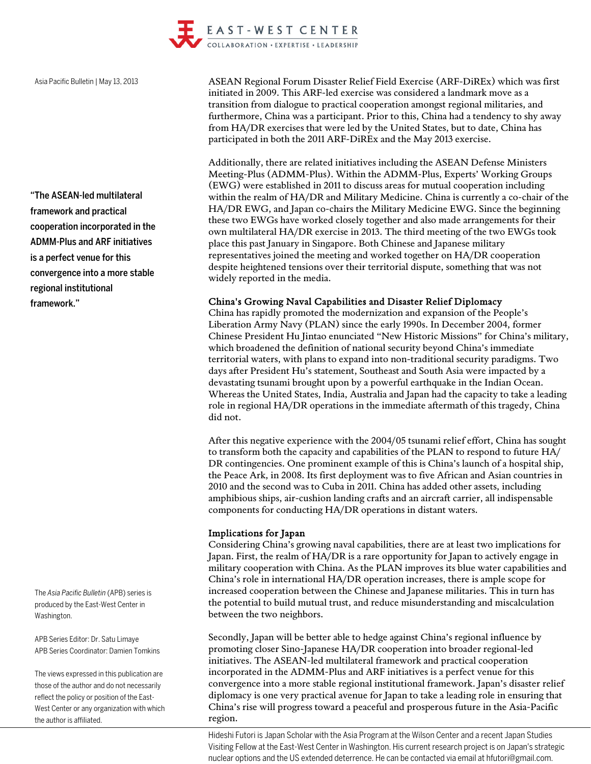ASEAN Regional Forum Disaster Relief Field Exercise (ARF-DiREx) which was first initiated in 2009. This ARF-led exercise was considered a landmark move as a transition from dialogue to practical cooperation amongst regional militaries, and furthermore, China was a participant. Prior to this, China had a tendency to shy away from HA/DR exercises that were led by the United States, but to date, China has participated in both the 2011 ARF-DiREx and the May 2013 exercise.

Additionally, there are related initiatives including the ASEAN Defense Ministers Meeting-Plus (ADMM-Plus). Within the ADMM-Plus, Experts' Working Groups (EWG) were established in 2011 to discuss areas for mutual cooperation including within the realm of HA/DR and Military Medicine. China is currently a co-chair of the HA/DR EWG, and Japan co-chairs the Military Medicine EWG. Since the beginning these two EWGs have worked closely together and also made arrangements for their own multilateral HA/DR exercise in 2013. The third meeting of the two EWGs took place this past January in Singapore. Both Chinese and Japanese military representatives joined the meeting and worked together on HA/DR cooperation despite heightened tensions over their territorial dispute, something that was not widely reported in the media.

**China's Growing Naval Capabilities and Disaster Relief Diplomacy**

China has rapidly promoted the modernization and expansion of the People's Liberation Army Navy (PLAN) since the early 1990s. In December 2004, former Chinese President Hu Jintao enunciated "New Historic Missions" for China's military, which broadened the definition of national security beyond China's immediate territorial waters, with plans to expand into non-traditional security paradigms. Two days after President Hu's statement, Southeast and South Asia were impacted by a devastating tsunami brought upon by a powerful earthquake in the Indian Ocean. Whereas the United States, India, Australia and Japan had the capacity to take a leading role in regional HA/DR operations in the immediate aftermath of this tragedy, China did not.

After this negative experience with the 2004/05 tsunami relief effort, China has sought to transform both the capacity and capabilities of the PLAN to respond to future HA/DR contingencies. One prominent example of this is China's launch of a hospital ship, the Peace Ark, in 2008. Its first deployment was to five African and Asian countries in 2010 and the second was to Cuba in 2011. China has added other assets, including amphibious ships, air-cushion landing crafts and an aircraft carrier, all indispensable components for conducting HA/DR operations in distant waters.

**Implications for Japan**

Considering China's growing naval capabilities, there are at least two implications for Japan. First, the realm of HA/DR is a rare opportunity for Japan to actively engage in military cooperation with China. As the PLAN improves its blue water capabilities and China's role in international HA/DR operation increases, there is ample scope for increased cooperation between the Chinese and Japanese militaries. This in turn has the potential to build mutual trust, and reduce misunderstanding and miscalculation between the two neighbors.

Secondly, Japan will be better able to hedge against China's regional influence by promoting closer Sino-Japanese HA/DR cooperation into broader regional-led initiatives. The ASEAN-led multilateral framework and practical cooperation incorporated in the ADMM-Plus and ARF initiatives is a perfect venue for this convergence into a more stable regional institutional framework. Japan's disaster relief diplomacy is one very practical avenue for Japan to take a leading role in ensuring that China's rise will progress toward a peaceful and prosperous future in the Asia-Pacific region.

**"The ASEAN-led multilateral framework and practical cooperation incorporated in the ADMM-Plus and ARF initiatives is a perfect venue for this convergence into a more stable regional institutional framework."**

The *Asia Pacific Bulletin* (APB) series is produced by the East-West Center in Washington.

APB Series Editor: Dr. Satu Limaye
APB Series Coordinator: Damien Tomkins

The views expressed in this publication are those of the author and do not necessarily reflect the policy or position of the East-West Center or any organization with which the author is affiliated.

Hideshi Futori is Japan Scholar with the Asia Program at the Wilson Center and a recent Japan Studies Visiting Fellow at the East-West Center in Washington. His current research project is on Japan's strategic nuclear options and the US extended deterrence. He can be contacted via email at hfutori@gmail.com.